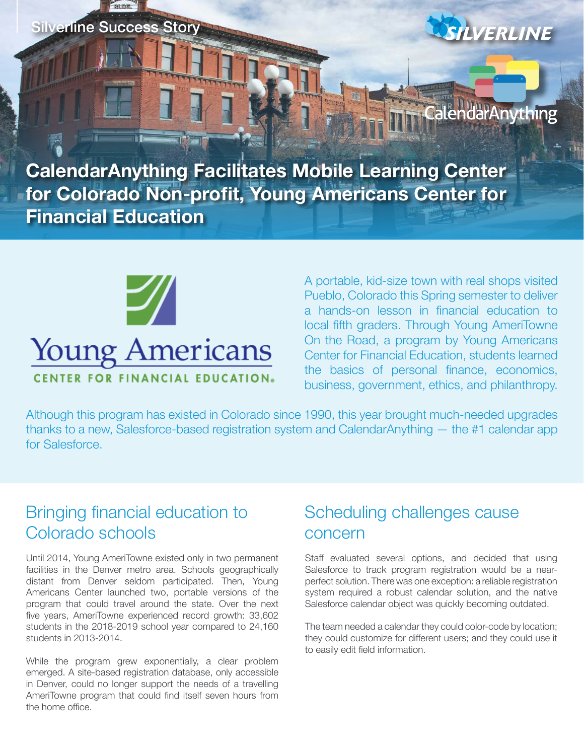Silverline Success Story

# CalendarAnything Facilitates Mobile Learning Center for Colorado Non-profit, Young Americans Center for Financial Education

A portable, kid-size town with real shops visited Pueblo, Colorado this Spring semester to deliver a hands-on lesson in financial education to local fifth graders. Through Young AmeriTowne On the Road, a program by Young Americans Center for Financial Education, students learned the basics of personal finance, economics, business, government, ethics, and philanthropy.

Although this program has existed in Colorado since 1990, this year brought much-needed upgrades thanks to a new, Salesforce-based registration system and CalendarAnything — the #1 calendar app for Salesforce.

## Bringing financial education to Colorado schools

Until 2014, Young AmeriTowne existed only in two permanent facilities in the Denver metro area. Schools geographically distant from Denver seldom participated. Then, Young Americans Center launched two, portable versions of the program that could travel around the state. Over the next five years, AmeriTowne experienced record growth: 33,602 students in the 2018-2019 school year compared to 24,160 students in 2013-2014.

While the program grew exponentially, a clear problem emerged. A site-based registration database, only accessible in Denver, could no longer support the needs of a travelling AmeriTowne program that could find itself seven hours from the home office.

## Scheduling challenges cause concern

Staff evaluated several options, and decided that using Salesforce to track program registration would be a near-perfect solution. There was one exception: a reliable registration system required a robust calendar solution, and the native Salesforce calendar object was quickly becoming outdated.

The team needed a calendar they could color-code by location; they could customize for different users; and they could use it to easily edit field information.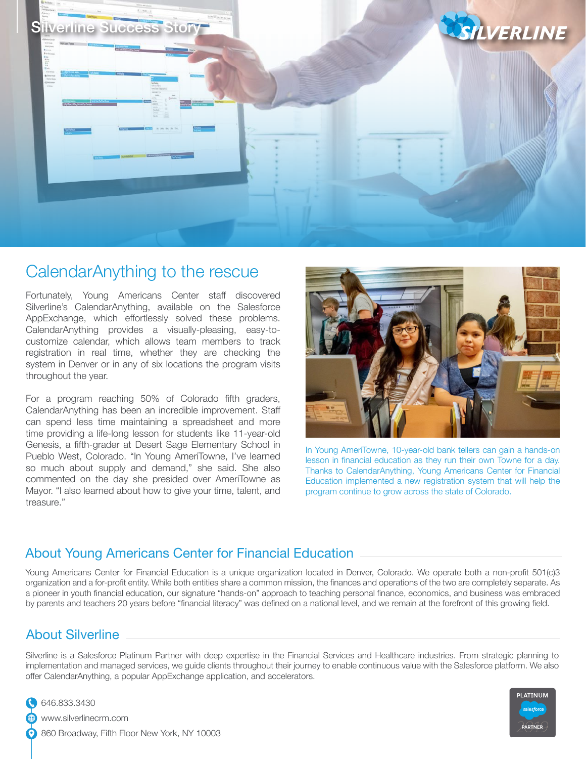Silverline Success Story

## CalendarAnything to the rescue

Fortunately, Young Americans Center staff discovered Silverline's CalendarAnything, available on the Salesforce AppExchange, which effortlessly solved these problems. CalendarAnything provides a visually-pleasing, easy-to-customize calendar, which allows team members to track registration in real time, whether they are checking the system in Denver or in any of six locations the program visits throughout the year.

For a program reaching 50% of Colorado fifth graders, CalendarAnything has been an incredible improvement. Staff can spend less time maintaining a spreadsheet and more time providing a life-long lesson for students like 11-year-old Genesis, a fifth-grader at Desert Sage Elementary School in Pueblo West, Colorado. "In Young AmeriTowne, I've learned so much about supply and demand," she said. She also commented on the day she presided over AmeriTowne as Mayor. "I also learned about how to give your time, talent, and treasure."

In Young AmeriTowne, 10-year-old bank tellers can gain a hands-on lesson in financial education as they run their own Towne for a day. Thanks to CalendarAnything, Young Americans Center for Financial Education implemented a new registration system that will help the program continue to grow across the state of Colorado.

## About Young Americans Center for Financial Education

Young Americans Center for Financial Education is a unique organization located in Denver, Colorado. We operate both a non-profit 501(c)3 organization and a for-profit entity. While both entities share a common mission, the finances and operations of the two are completely separate. As a pioneer in youth financial education, our signature "hands-on" approach to teaching personal finance, economics, and business was embraced by parents and teachers 20 years before "financial literacy" was defined on a national level, and we remain at the forefront of this growing field.

## About Silverline

Silverline is a Salesforce Platinum Partner with deep expertise in the Financial Services and Healthcare industries. From strategic planning to implementation and managed services, we guide clients throughout their journey to enable continuous value with the Salesforce platform. We also offer CalendarAnything, a popular AppExchange application, and accelerators.

646.833.3430

www.silverlinecrm.com

860 Broadway, Fifth Floor New York, NY 10003